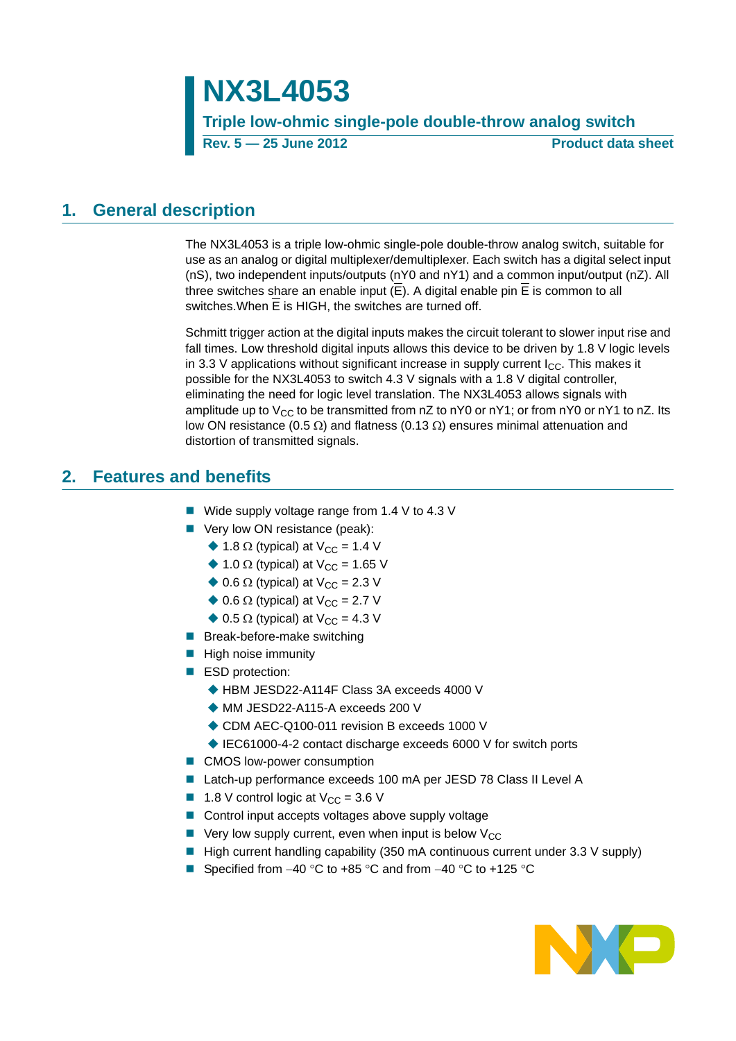# NX3L4053

**Triple low-ohmic single-pole double-throw analog switch**

**Rev. 5 — 25 June 2012** **Product data sheet**

## 1. General description

The NX3L4053 is a triple low-ohmic single-pole double-throw analog switch, suitable for use as an analog or digital multiplexer/demultiplexer. Each switch has a digital select input (nS), two independent inputs/outputs (nY0 and nY1) and a common input/output (nZ). All three switches share an enable input ($\overline{E}$). A digital enable pin $\overline{E}$ is common to all switches.When $\overline{E}$ is HIGH, the switches are turned off.

Schmitt trigger action at the digital inputs makes the circuit tolerant to slower input rise and fall times. Low threshold digital inputs allows this device to be driven by 1.8 V logic levels in 3.3 V applications without significant increase in supply current $I_{CC}$. This makes it possible for the NX3L4053 to switch 4.3 V signals with a 1.8 V digital controller, eliminating the need for logic level translation. The NX3L4053 allows signals with amplitude up to $V_{CC}$ to be transmitted from nZ to nY0 or nY1; or from nY0 or nY1 to nZ. Its low ON resistance (0.5 Ω) and flatness (0.13 Ω) ensures minimal attenuation and distortion of transmitted signals.

## 2. Features and benefits

- Wide supply voltage range from 1.4 V to 4.3 V
- Very low ON resistance (peak):
  - 1.8 Ω (typical) at $V_{CC}$ = 1.4 V
  - 1.0 Ω (typical) at $V_{CC}$ = 1.65 V
  - 0.6 Ω (typical) at $V_{CC}$ = 2.3 V
  - 0.6 Ω (typical) at $V_{CC}$ = 2.7 V
  - 0.5 Ω (typical) at $V_{CC}$ = 4.3 V
- Break-before-make switching
- High noise immunity
- ESD protection:
  - HBM JESD22-A114F Class 3A exceeds 4000 V
  - MM JESD22-A115-A exceeds 200 V
  - CDM AEC-Q100-011 revision B exceeds 1000 V
  - IEC61000-4-2 contact discharge exceeds 6000 V for switch ports
- CMOS low-power consumption
- Latch-up performance exceeds 100 mA per JESD 78 Class II Level A
- 1.8 V control logic at $V_{CC}$ = 3.6 V
- Control input accepts voltages above supply voltage
- Very low supply current, even when input is below $V_{CC}$
- High current handling capability (350 mA continuous current under 3.3 V supply)
- Specified from −40 °C to +85 °C and from −40 °C to +125 °C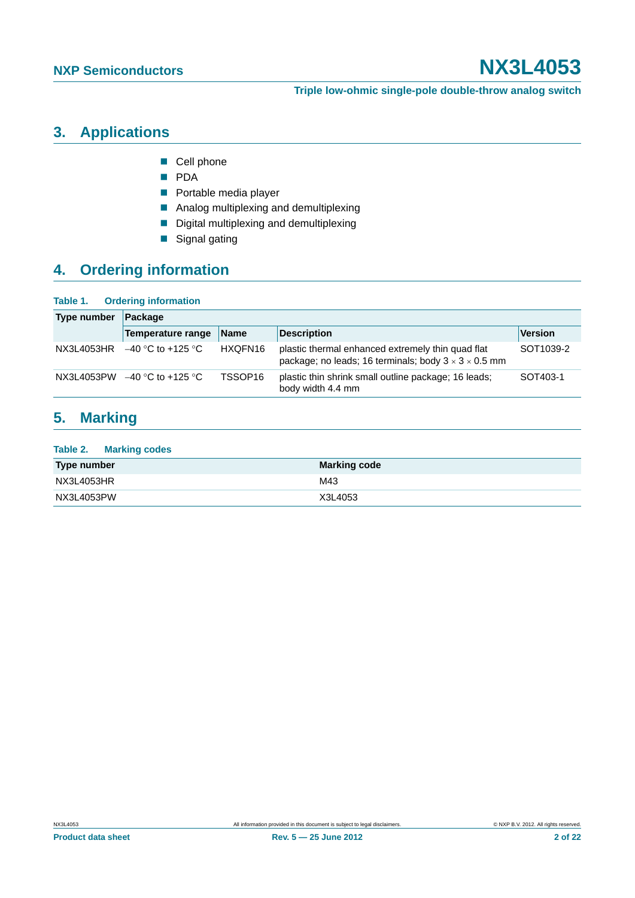## 3. Applications

- Cell phone
- PDA
- Portable media player
- Analog multiplexing and demultiplexing
- Digital multiplexing and demultiplexing
- Signal gating

## 4. Ordering information

**Table 1. Ordering information**

| Type number | Package | | | |
|---|---|---|---|---|
| | Temperature range | Name | Description | Version |
| NX3L4053HR | −40 °C to +125 °C | HXQFN16 | plastic thermal enhanced extremely thin quad flat package; no leads; 16 terminals; body 3 × 3 × 0.5 mm | SOT1039-2 |
| NX3L4053PW | −40 °C to +125 °C | TSSOP16 | plastic thin shrink small outline package; 16 leads; body width 4.4 mm | SOT403-1 |

## 5. Marking

**Table 2. Marking codes**

| Type number | Marking code |
|---|---|
| NX3L4053HR | M43 |
| NX3L4053PW | X3L4053 |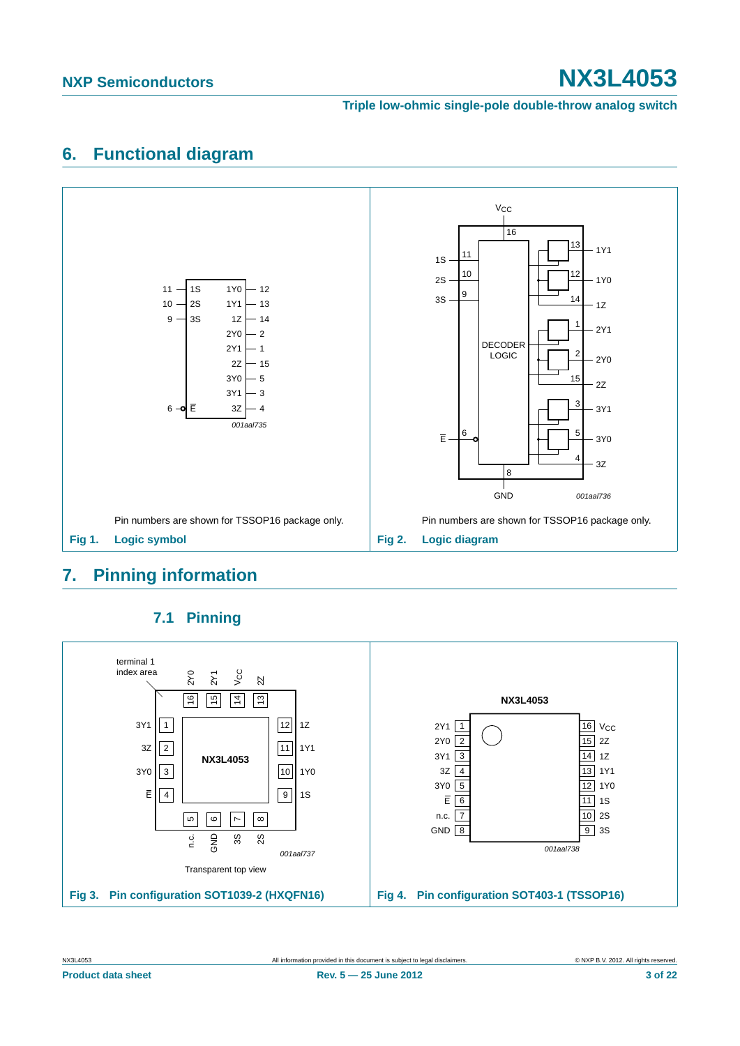## 6. Functional diagram

11 1S 1Y0 12
10 2S 1Y1 13
9 3S 1Z 14
2Y0 2
2Y1 1
2Z 15
3Y0 5
3Y1 3
6 Ē 3Z 4
001aal735

Pin numbers are shown for TSSOP16 package only.

**Fig 1. Logic symbol**

VCC
16
1S 11
2S 10
3S 9
DECODER LOGIC
Ē 6
8
GND
13 1Y1
12 1Y0
14 1Z
1 2Y1
2 2Y0
15 2Z
3 3Y1
5 3Y0
4 3Z
001aal736

Pin numbers are shown for TSSOP16 package only.

**Fig 2. Logic diagram**

## 7. Pinning information

### 7.1 Pinning

terminal 1 index area
2Y0 16
2Y1 15
VCC 14
2Z 13
3Y1 1
3Z 2
3Y0 3
Ē 4
NX3L4053
12 1Z
11 1Y1
10 1Y0
9 1S
n.c. 5
GND 6
3S 7
2S 8
001aal737

Transparent top view

**Fig 3. Pin configuration SOT1039-2 (HXQFN16)**

NX3L4053
2Y1 1
2Y0 2
3Y1 3
3Z 4
3Y0 5
Ē 6
n.c. 7
GND 8
16 VCC
15 2Z
14 1Z
13 1Y1
12 1Y0
11 1S
10 2S
9 3S
001aal738

**Fig 4. Pin configuration SOT403-1 (TSSOP16)**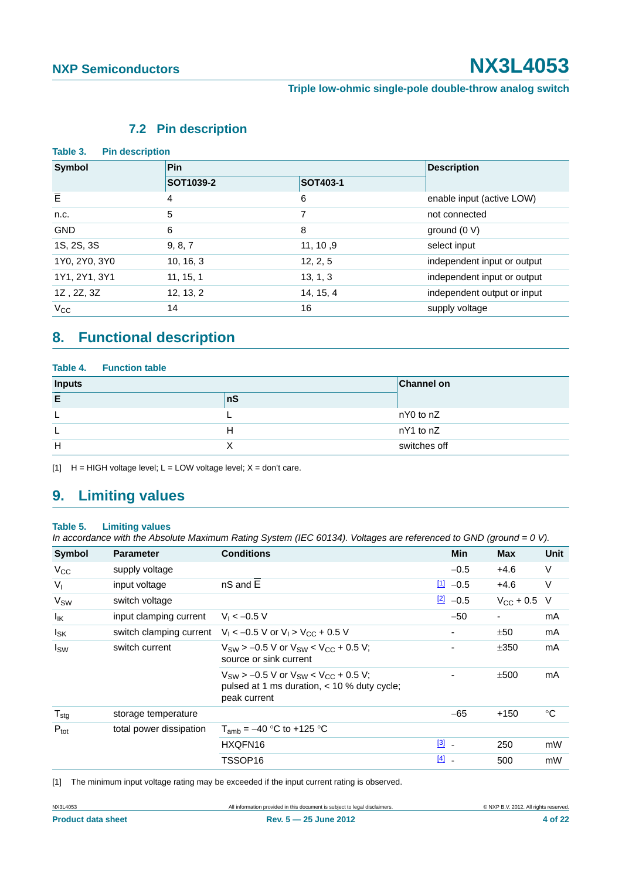### 7.2 Pin description

**Table 3. Pin description**

| Symbol | Pin | | Description |
|---|---|---|---|
| | SOT1039-2 | SOT403-1 | |
| $\overline{E}$ | 4 | 6 | enable input (active LOW) |
| n.c. | 5 | 7 | not connected |
| GND | 6 | 8 | ground (0 V) |
| 1S, 2S, 3S | 9, 8, 7 | 11, 10 ,9 | select input |
| 1Y0, 2Y0, 3Y0 | 10, 16, 3 | 12, 2, 5 | independent input or output |
| 1Y1, 2Y1, 3Y1 | 11, 15, 1 | 13, 1, 3 | independent input or output |
| 1Z , 2Z, 3Z | 12, 13, 2 | 14, 15, 4 | independent output or input |
| $V_{CC}$ | 14 | 16 | supply voltage |

## 8. Functional description

**Table 4. Function table**

| Inputs | | Channel on |
|---|---|---|
| $\overline{E}$ | nS | |
| L | L | nY0 to nZ |
| L | H | nY1 to nZ |
| H | X | switches off |

[1] H = HIGH voltage level; L = LOW voltage level; X = don't care.

## 9. Limiting values

**Table 5. Limiting values**

*In accordance with the Absolute Maximum Rating System (IEC 60134). Voltages are referenced to GND (ground = 0 V).*

| Symbol | Parameter | Conditions | | Min | Max | Unit |
|---|---|---|---|---|---|---|
| $V_{CC}$ | supply voltage | | | −0.5 | +4.6 | V |
| $V_I$ | input voltage | nS and $\overline{E}$ | [1] | −0.5 | +4.6 | V |
| $V_{SW}$ | switch voltage | | [2] | −0.5 | $V_{CC}$ + 0.5 | V |
| $I_{IK}$ | input clamping current | $V_I$ < −0.5 V | | −50 | - | mA |
| $I_{SK}$ | switch clamping current | $V_I$ < −0.5 V or $V_I$ > $V_{CC}$ + 0.5 V | | - | ±50 | mA |
| $I_{SW}$ | switch current | $V_{SW}$ > −0.5 V or $V_{SW}$ < $V_{CC}$ + 0.5 V; source or sink current | | - | ±350 | mA |
| | | $V_{SW}$ > −0.5 V or $V_{SW}$ < $V_{CC}$ + 0.5 V; pulsed at 1 ms duration, < 10 % duty cycle; peak current | | - | ±500 | mA |
| $T_{stg}$ | storage temperature | | | −65 | +150 | °C |
| $P_{tot}$ | total power dissipation | $T_{amb}$ = −40 °C to +125 °C | | | | |
| | | HXQFN16 | [3] | - | 250 | mW |
| | | TSSOP16 | [4] | - | 500 | mW |

[1] The minimum input voltage rating may be exceeded if the input current rating is observed.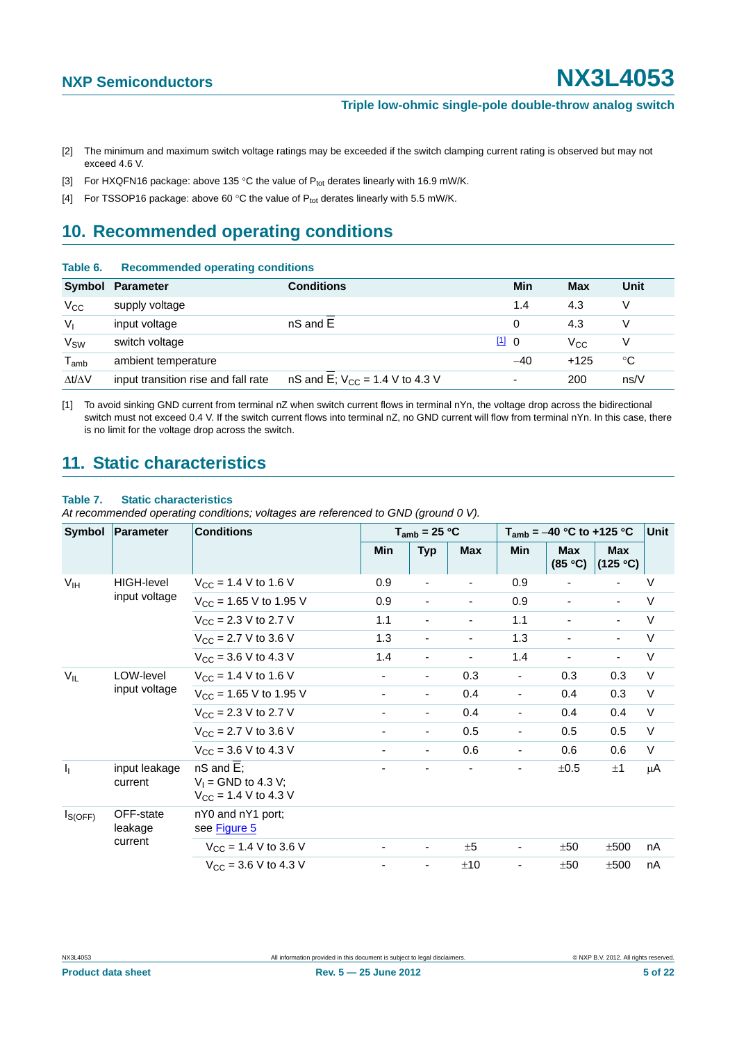[2] The minimum and maximum switch voltage ratings may be exceeded if the switch clamping current rating is observed but may not exceed 4.6 V.

[3] For HXQFN16 package: above 135 °C the value of $P_{tot}$ derates linearly with 16.9 mW/K.

[4] For TSSOP16 package: above 60 °C the value of $P_{tot}$ derates linearly with 5.5 mW/K.

## 10. Recommended operating conditions

**Table 6. Recommended operating conditions**

| Symbol | Parameter | Conditions | | Min | Max | Unit |
|---|---|---|---|---|---|---|
| $V_{CC}$ | supply voltage | | | 1.4 | 4.3 | V |
| $V_I$ | input voltage | nS and $\overline{E}$ | | 0 | 4.3 | V |
| $V_{SW}$ | switch voltage | | [1] | 0 | $V_{CC}$ | V |
| $T_{amb}$ | ambient temperature | | | −40 | +125 | °C |
| $\Delta t/\Delta V$ | input transition rise and fall rate | nS and $\overline{E}$; $V_{CC}$ = 1.4 V to 4.3 V | | - | 200 | ns/V |

[1] To avoid sinking GND current from terminal nZ when switch current flows in terminal nYn, the voltage drop across the bidirectional switch must not exceed 0.4 V. If the switch current flows into terminal nZ, no GND current will flow from terminal nYn. In this case, there is no limit for the voltage drop across the switch.

## 11. Static characteristics

**Table 7. Static characteristics**

*At recommended operating conditions; voltages are referenced to GND (ground 0 V).*

| Symbol | Parameter | Conditions | $T_{amb}$ = 25 °C | | | $T_{amb}$ = −40 °C to +125 °C | | | Unit |
|---|---|---|---|---|---|---|---|---|---|
| | | | Min | Typ | Max | Min | Max (85 °C) | Max (125 °C) | |
| $V_{IH}$ | HIGH-level input voltage | $V_{CC}$ = 1.4 V to 1.6 V | 0.9 | - | - | 0.9 | - | - | V |
| | | $V_{CC}$ = 1.65 V to 1.95 V | 0.9 | - | - | 0.9 | - | - | V |
| | | $V_{CC}$ = 2.3 V to 2.7 V | 1.1 | - | - | 1.1 | - | - | V |
| | | $V_{CC}$ = 2.7 V to 3.6 V | 1.3 | - | - | 1.3 | - | - | V |
| | | $V_{CC}$ = 3.6 V to 4.3 V | 1.4 | - | - | 1.4 | - | - | V |
| $V_{IL}$ | LOW-level input voltage | $V_{CC}$ = 1.4 V to 1.6 V | - | - | 0.3 | - | 0.3 | 0.3 | V |
| | | $V_{CC}$ = 1.65 V to 1.95 V | - | - | 0.4 | - | 0.4 | 0.3 | V |
| | | $V_{CC}$ = 2.3 V to 2.7 V | - | - | 0.4 | - | 0.4 | 0.4 | V |
| | | $V_{CC}$ = 2.7 V to 3.6 V | - | - | 0.5 | - | 0.5 | 0.5 | V |
| | | $V_{CC}$ = 3.6 V to 4.3 V | - | - | 0.6 | - | 0.6 | 0.6 | V |
| $I_I$ | input leakage current | nS and $\overline{E}$; $V_I$ = GND to 4.3 V; $V_{CC}$ = 1.4 V to 4.3 V | - | - | - | - | ±0.5 | ±1 | μA |
| $I_{S(OFF)}$ | OFF-state leakage current | nY0 and nY1 port; see Figure 5 | | | | | | | |
| | | $V_{CC}$ = 1.4 V to 3.6 V | - | - | ±5 | - | ±50 | ±500 | nA |
| | | $V_{CC}$ = 3.6 V to 4.3 V | - | - | ±10 | - | ±50 | ±500 | nA |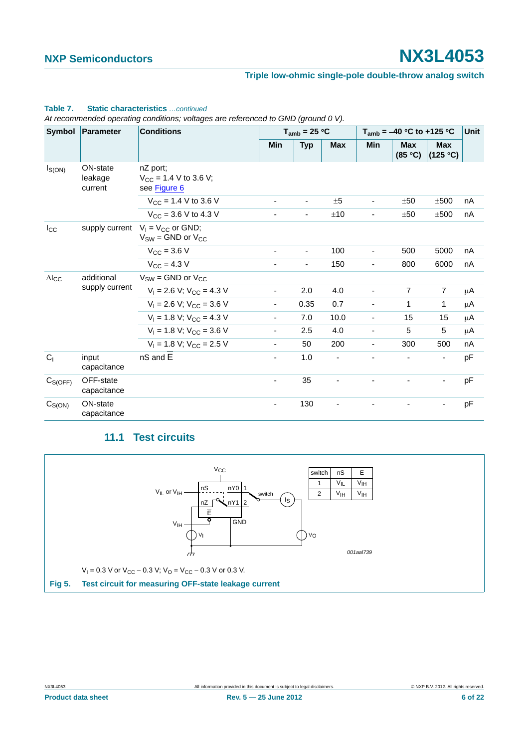**Table 7. Static characteristics** *...continued*

*At recommended operating conditions; voltages are referenced to GND (ground 0 V).*

| Symbol | Parameter | Conditions | $T_{amb}$ = 25 °C | | | $T_{amb}$ = −40 °C to +125 °C | | | Unit |
|---|---|---|---|---|---|---|---|---|---|
| | | | Min | Typ | Max | Min | Max (85 °C) | Max (125 °C) | |
| $I_{S(ON)}$ | ON-state leakage current | nZ port; $V_{CC}$ = 1.4 V to 3.6 V; see Figure 6 | | | | | | | |
| | | $V_{CC}$ = 1.4 V to 3.6 V | - | - | ±5 | - | ±50 | ±500 | nA |
| | | $V_{CC}$ = 3.6 V to 4.3 V | - | - | ±10 | - | ±50 | ±500 | nA |
| $I_{CC}$ | supply current | $V_I$ = $V_{CC}$ or GND; $V_{SW}$ = GND or $V_{CC}$ | | | | | | | |
| | | $V_{CC}$ = 3.6 V | - | - | 100 | - | 500 | 5000 | nA |
| | | $V_{CC}$ = 4.3 V | - | - | 150 | - | 800 | 6000 | nA |
| $\Delta I_{CC}$ | additional supply current | $V_{SW}$ = GND or $V_{CC}$ | | | | | | | |
| | | $V_I$ = 2.6 V; $V_{CC}$ = 4.3 V | - | 2.0 | 4.0 | - | 7 | 7 | μA |
| | | $V_I$ = 2.6 V; $V_{CC}$ = 3.6 V | - | 0.35 | 0.7 | - | 1 | 1 | μA |
| | | $V_I$ = 1.8 V; $V_{CC}$ = 4.3 V | - | 7.0 | 10.0 | - | 15 | 15 | μA |
| | | $V_I$ = 1.8 V; $V_{CC}$ = 3.6 V | - | 2.5 | 4.0 | - | 5 | 5 | μA |
| | | $V_I$ = 1.8 V; $V_{CC}$ = 2.5 V | - | 50 | 200 | - | 300 | 500 | nA |
| $C_I$ | input capacitance | nS and $\overline{E}$ | - | 1.0 | - | - | - | - | pF |
| $C_{S(OFF)}$ | OFF-state capacitance | | - | 35 | - | - | - | - | pF |
| $C_{S(ON)}$ | ON-state capacitance | | - | 130 | - | - | - | - | pF |

## 11.1 Test circuits

$V_{CC}$

$V_{IL}$ or $V_{IH}$

nS nY0 1

nZ nY1 2

switch

$I_S$

$\overline{E}$

GND

$V_{IH}$

$V_I$

$V_O$

| switch | nS | $\overline{E}$ |
|---|---|---|
| 1 | $V_{IL}$ | $V_{IH}$ |
| 2 | $V_{IH}$ | $V_{IH}$ |

001aal739

$V_I$ = 0.3 V or $V_{CC}$ − 0.3 V; $V_O$ = $V_{CC}$ − 0.3 V or 0.3 V.

**Fig 5. Test circuit for measuring OFF-state leakage current**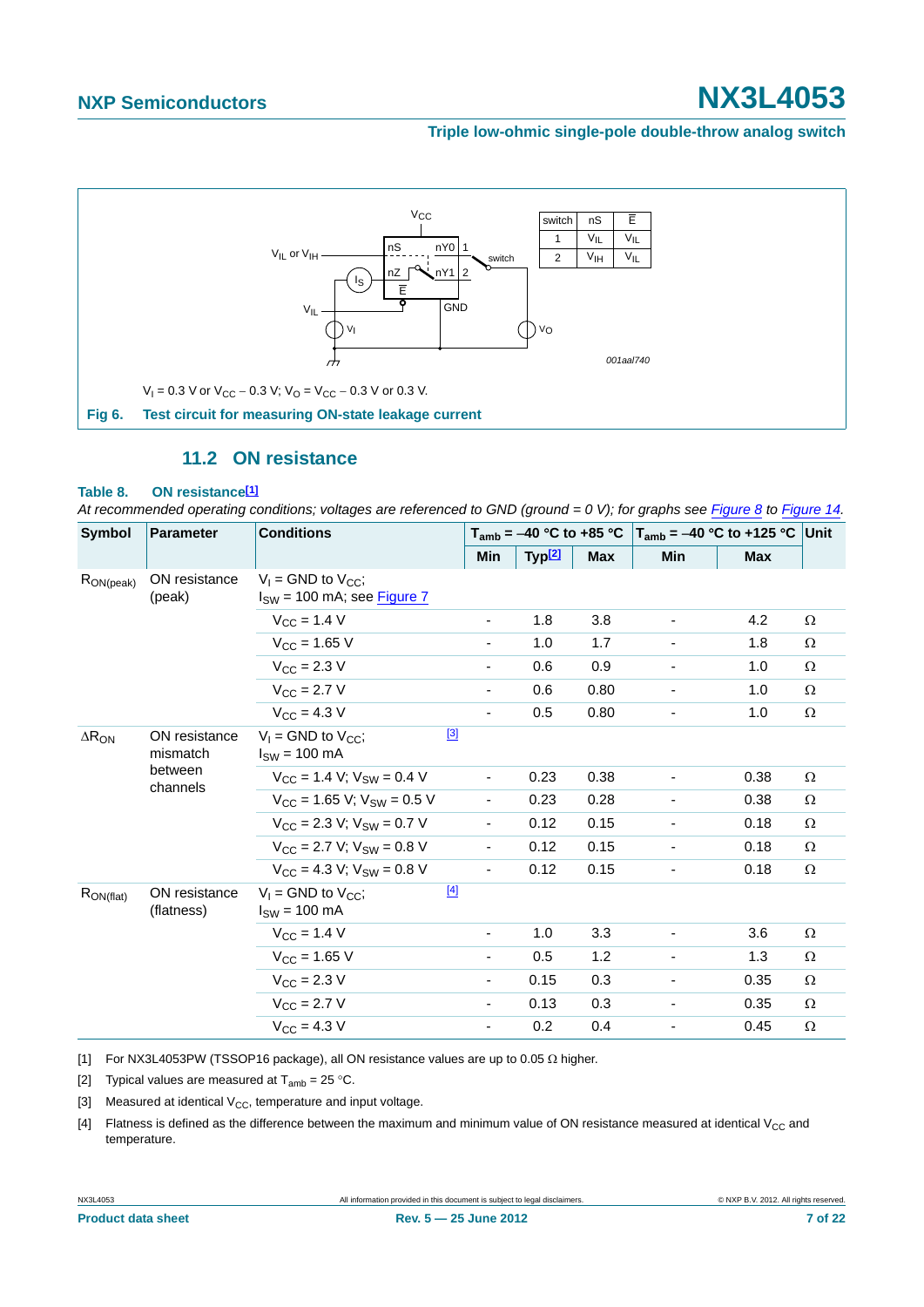switch | nS | $\overline{E}$
1 | $V_{IL}$ | $V_{IL}$
2 | $V_{IH}$ | $V_{IL}$

$V_{CC}$

$V_{IL}$ or $V_{IH}$

nS

nY0

1

switch

nZ

nY1

2

$I_S$

$\overline{E}$

$V_{IL}$

GND

$V_I$

$V_O$

001aal740

$V_I$ = 0.3 V or $V_{CC}$ − 0.3 V; $V_O$ = $V_{CC}$ − 0.3 V or 0.3 V.

**Fig 6. Test circuit for measuring ON-state leakage current**

## 11.2 ON resistance

**Table 8. ON resistance[1]**

*At recommended operating conditions; voltages are referenced to GND (ground = 0 V); for graphs see Figure 8 to Figure 14.*

| Symbol | Parameter | Conditions | $T_{amb}$ = −40 °C to +85 °C | | | $T_{amb}$ = −40 °C to +125 °C | | Unit |
|---|---|---|---|---|---|---|---|---|
| | | | Min | Typ[2] | Max | Min | Max | |
| $R_{ON(peak)}$ | ON resistance (peak) | $V_I$ = GND to $V_{CC}$; $I_{SW}$ = 100 mA; see Figure 7 | | | | | | |
| | | $V_{CC}$ = 1.4 V | - | 1.8 | 3.8 | - | 4.2 | Ω |
| | | $V_{CC}$ = 1.65 V | - | 1.0 | 1.7 | - | 1.8 | Ω |
| | | $V_{CC}$ = 2.3 V | - | 0.6 | 0.9 | - | 1.0 | Ω |
| | | $V_{CC}$ = 2.7 V | - | 0.6 | 0.80 | - | 1.0 | Ω |
| | | $V_{CC}$ = 4.3 V | - | 0.5 | 0.80 | - | 1.0 | Ω |
| $\Delta R_{ON}$ | ON resistance mismatch between channels | $V_I$ = GND to $V_{CC}$; $I_{SW}$ = 100 mA [3] | | | | | | |
| | | $V_{CC}$ = 1.4 V; $V_{SW}$ = 0.4 V | - | 0.23 | 0.38 | - | 0.38 | Ω |
| | | $V_{CC}$ = 1.65 V; $V_{SW}$ = 0.5 V | - | 0.23 | 0.28 | - | 0.38 | Ω |
| | | $V_{CC}$ = 2.3 V; $V_{SW}$ = 0.7 V | - | 0.12 | 0.15 | - | 0.18 | Ω |
| | | $V_{CC}$ = 2.7 V; $V_{SW}$ = 0.8 V | - | 0.12 | 0.15 | - | 0.18 | Ω |
| | | $V_{CC}$ = 4.3 V; $V_{SW}$ = 0.8 V | - | 0.12 | 0.15 | - | 0.18 | Ω |
| $R_{ON(flat)}$ | ON resistance (flatness) | $V_I$ = GND to $V_{CC}$; $I_{SW}$ = 100 mA [4] | | | | | | |
| | | $V_{CC}$ = 1.4 V | - | 1.0 | 3.3 | - | 3.6 | Ω |
| | | $V_{CC}$ = 1.65 V | - | 0.5 | 1.2 | - | 1.3 | Ω |
| | | $V_{CC}$ = 2.3 V | - | 0.15 | 0.3 | - | 0.35 | Ω |
| | | $V_{CC}$ = 2.7 V | - | 0.13 | 0.3 | - | 0.35 | Ω |
| | | $V_{CC}$ = 4.3 V | - | 0.2 | 0.4 | - | 0.45 | Ω |

[1] For NX3L4053PW (TSSOP16 package), all ON resistance values are up to 0.05 Ω higher.

[2] Typical values are measured at $T_{amb}$ = 25 °C.

[3] Measured at identical $V_{CC}$, temperature and input voltage.

[4] Flatness is defined as the difference between the maximum and minimum value of ON resistance measured at identical $V_{CC}$ and temperature.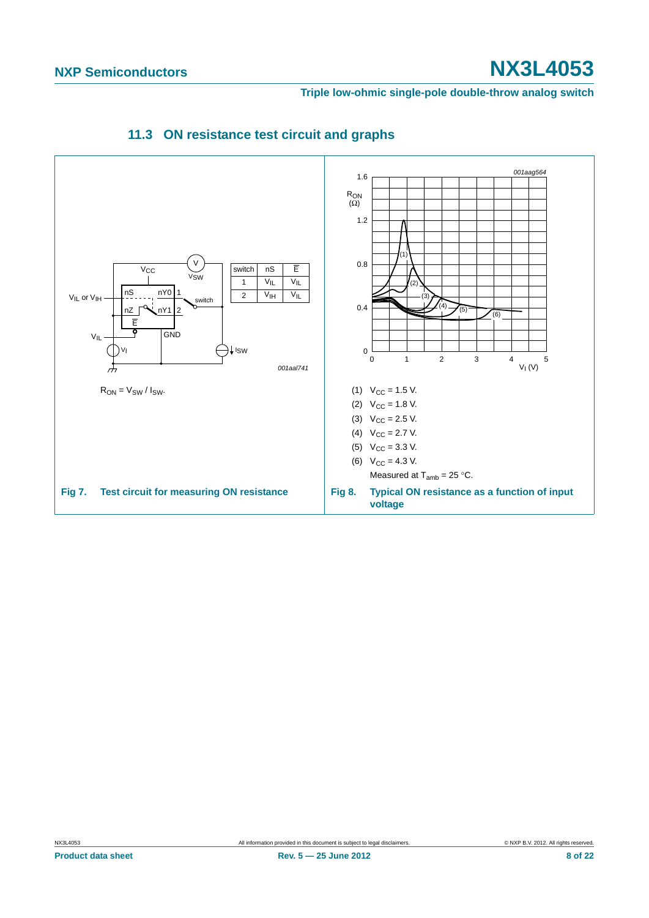### 11.3 ON resistance test circuit and graphs

V

$V_{CC}$

$V_{SW}$

$V_{IL}$ or $V_{IH}$

nS

nY0

1

switch

nZ

nY1

2

$\overline{E}$

$V_{IL}$

GND

$V_I$

$I_{SW}$

001aal741

| switch | nS | $\overline{E}$ |
|---|---|---|
| 1 | $V_{IL}$ | $V_{IL}$ |
| 2 | $V_{IH}$ | $V_{IL}$ |

$R_{ON} = V_{SW} / I_{SW}$.

**Fig 7. Test circuit for measuring ON resistance**

001aag564

$R_{ON}$ (Ω)

1.6

1.2

0.8

0.4

0

0 1 2 3 4 5

$V_I$ (V)

(1) (2) (3) (4) (5) (6)

(1) $V_{CC}$ = 1.5 V.

(2) $V_{CC}$ = 1.8 V.

(3) $V_{CC}$ = 2.5 V.

(4) $V_{CC}$ = 2.7 V.

(5) $V_{CC}$ = 3.3 V.

(6) $V_{CC}$ = 4.3 V.

Measured at $T_{amb}$ = 25 °C.

**Fig 8. Typical ON resistance as a function of input voltage**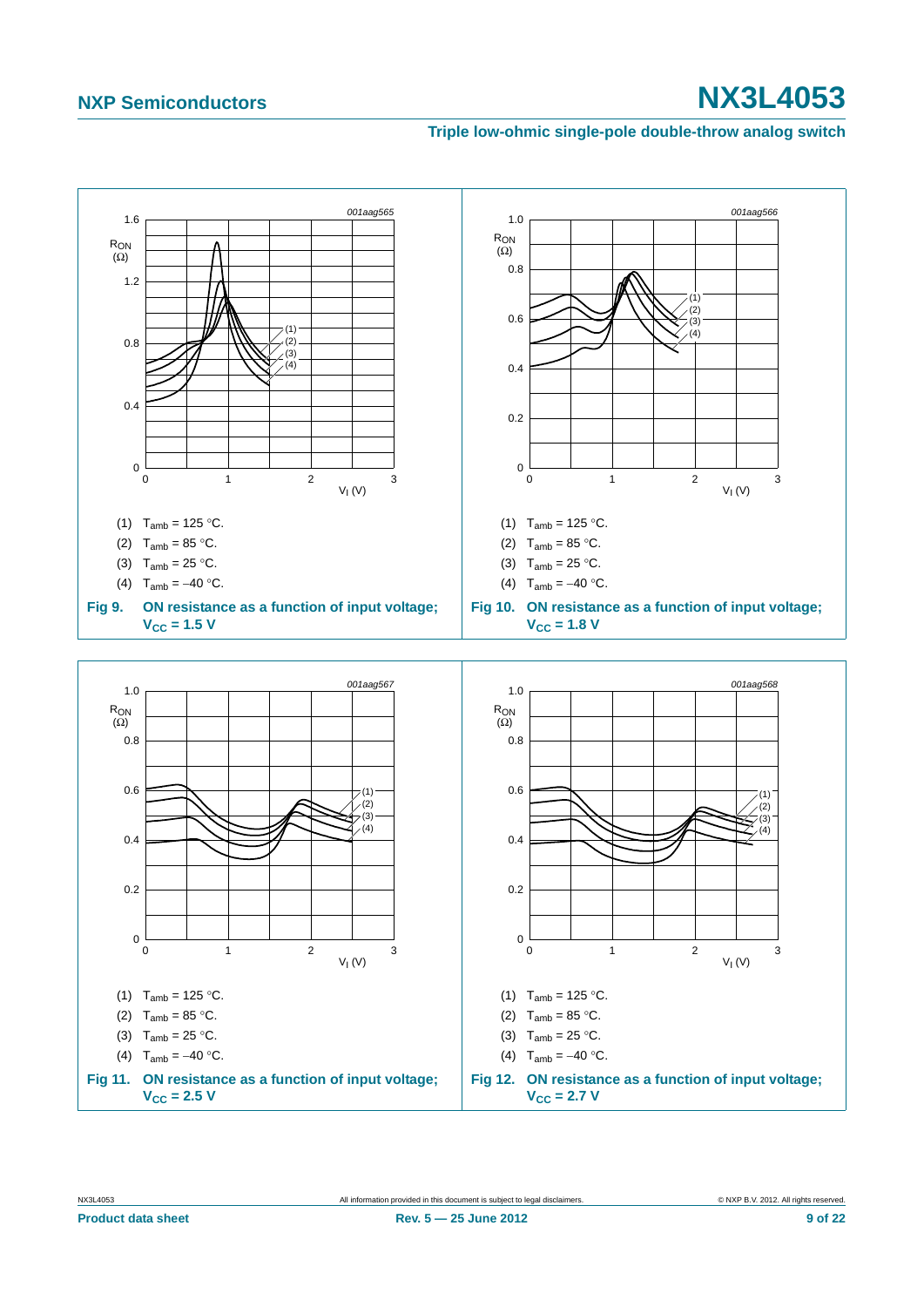001aag565

1.6

$R_{ON}$
(Ω)

1.2

0.8

0.4

0

0 1 2 3

$V_I$ (V)

(1)
(2)
(3)
(4)

(1) $T_{amb}$ = 125 °C.

(2) $T_{amb}$ = 85 °C.

(3) $T_{amb}$ = 25 °C.

(4) $T_{amb}$ = −40 °C.

**Fig 9. ON resistance as a function of input voltage; $V_{CC}$ = 1.5 V**

001aag566

1.0

$R_{ON}$
(Ω)

0.8

0.6

0.4

0.2

0

0 1 2 3

$V_I$ (V)

(1)
(2)
(3)
(4)

(1) $T_{amb}$ = 125 °C.

(2) $T_{amb}$ = 85 °C.

(3) $T_{amb}$ = 25 °C.

(4) $T_{amb}$ = −40 °C.

**Fig 10. ON resistance as a function of input voltage; $V_{CC}$ = 1.8 V**

001aag567

1.0

$R_{ON}$
(Ω)

0.8

0.6

0.4

0.2

0

0 1 2 3

$V_I$ (V)

(1)
(2)
(3)
(4)

(1) $T_{amb}$ = 125 °C.

(2) $T_{amb}$ = 85 °C.

(3) $T_{amb}$ = 25 °C.

(4) $T_{amb}$ = −40 °C.

**Fig 11. ON resistance as a function of input voltage; $V_{CC}$ = 2.5 V**

001aag568

1.0

$R_{ON}$
(Ω)

0.8

0.6

0.4

0.2

0

0 1 2 3

$V_I$ (V)

(1)
(2)
(3)
(4)

(1) $T_{amb}$ = 125 °C.

(2) $T_{amb}$ = 85 °C.

(3) $T_{amb}$ = 25 °C.

(4) $T_{amb}$ = −40 °C.

**Fig 12. ON resistance as a function of input voltage; $V_{CC}$ = 2.7 V**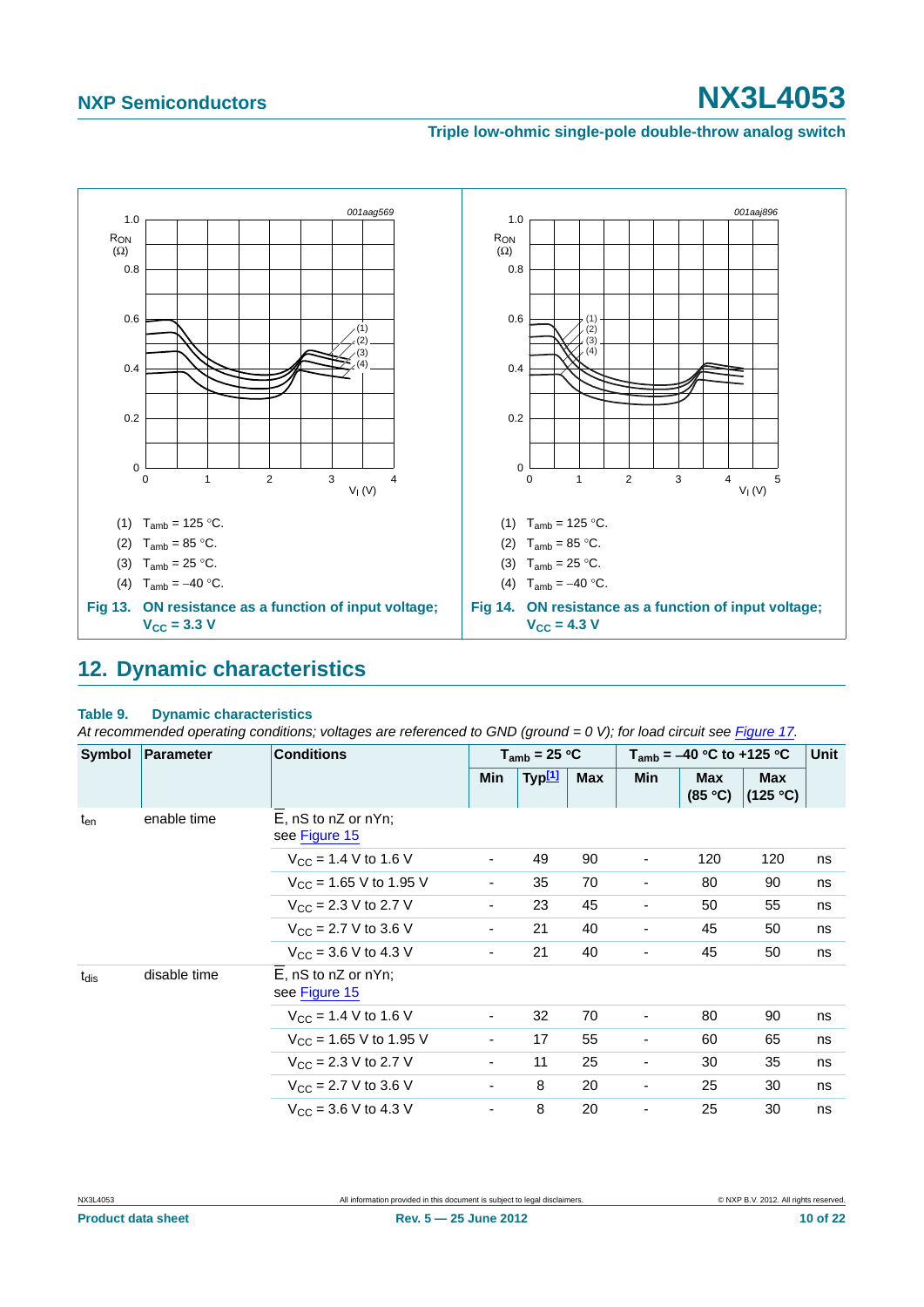001aag569

1.0

$R_{ON}$ (Ω)

0.8

0.6

0.4

0.2

0

0 1 2 3 4

$V_I$ (V)

(1)
(2)
(3)
(4)

(1) $T_{amb}$ = 125 °C.

(2) $T_{amb}$ = 85 °C.

(3) $T_{amb}$ = 25 °C.

(4) $T_{amb}$ = −40 °C.

**Fig 13. ON resistance as a function of input voltage; $V_{CC}$ = 3.3 V**

001aaj896

1.0

$R_{ON}$ (Ω)

0.8

0.6

0.4

0.2

0

0 1 2 3 4 5

$V_I$ (V)

(1)
(2)
(3)
(4)

(1) $T_{amb}$ = 125 °C.

(2) $T_{amb}$ = 85 °C.

(3) $T_{amb}$ = 25 °C.

(4) $T_{amb}$ = −40 °C.

**Fig 14. ON resistance as a function of input voltage; $V_{CC}$ = 4.3 V**

## 12. Dynamic characteristics

**Table 9. Dynamic characteristics**

*At recommended operating conditions; voltages are referenced to GND (ground = 0 V); for load circuit see Figure 17.*

| Symbol | Parameter | Conditions | $T_{amb}$ = 25 °C | | | $T_{amb}$ = −40 °C to +125 °C | | | Unit |
|---|---|---|---|---|---|---|---|---|---|
| | | | Min | Typ[1] | Max | Min | Max (85 °C) | Max (125 °C) | |
| $t_{en}$ | enable time | $\overline{E}$, nS to nZ or nYn; see Figure 15 | | | | | | | |
| | | $V_{CC}$ = 1.4 V to 1.6 V | - | 49 | 90 | - | 120 | 120 | ns |
| | | $V_{CC}$ = 1.65 V to 1.95 V | - | 35 | 70 | - | 80 | 90 | ns |
| | | $V_{CC}$ = 2.3 V to 2.7 V | - | 23 | 45 | - | 50 | 55 | ns |
| | | $V_{CC}$ = 2.7 V to 3.6 V | - | 21 | 40 | - | 45 | 50 | ns |
| | | $V_{CC}$ = 3.6 V to 4.3 V | - | 21 | 40 | - | 45 | 50 | ns |
| $t_{dis}$ | disable time | $\overline{E}$, nS to nZ or nYn; see Figure 15 | | | | | | | |
| | | $V_{CC}$ = 1.4 V to 1.6 V | - | 32 | 70 | - | 80 | 90 | ns |
| | | $V_{CC}$ = 1.65 V to 1.95 V | - | 17 | 55 | - | 60 | 65 | ns |
| | | $V_{CC}$ = 2.3 V to 2.7 V | - | 11 | 25 | - | 30 | 35 | ns |
| | | $V_{CC}$ = 2.7 V to 3.6 V | - | 8 | 20 | - | 25 | 30 | ns |
| | | $V_{CC}$ = 3.6 V to 4.3 V | - | 8 | 20 | - | 25 | 30 | ns |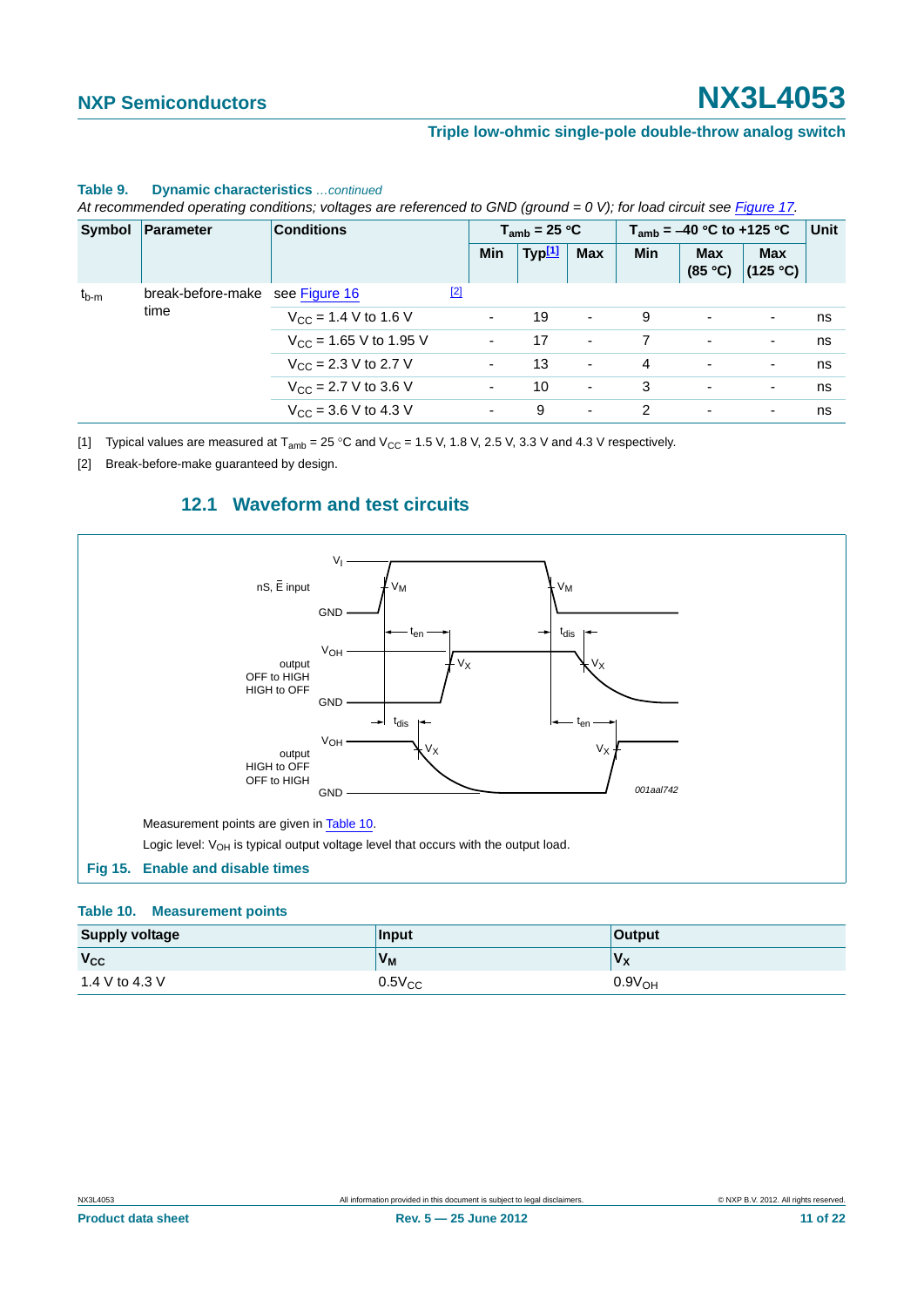**Table 9. Dynamic characteristics** *...continued*

*At recommended operating conditions; voltages are referenced to GND (ground = 0 V); for load circuit see Figure 17.*

| Symbol | Parameter | Conditions | | $T_{amb}$ = 25 °C | | | $T_{amb}$ = –40 °C to +125 °C | | | Unit |
|---|---|---|---|---|---|---|---|---|---|---|
| | | | | Min | Typ[1] | Max | Min | Max (85 °C) | Max (125 °C) | |
| $t_{b-m}$ | break-before-make time | see Figure 16 | [2] | | | | | | | |
| | | $V_{CC}$ = 1.4 V to 1.6 V | | - | 19 | - | 9 | - | - | ns |
| | | $V_{CC}$ = 1.65 V to 1.95 V | | - | 17 | - | 7 | - | - | ns |
| | | $V_{CC}$ = 2.3 V to 2.7 V | | - | 13 | - | 4 | - | - | ns |
| | | $V_{CC}$ = 2.7 V to 3.6 V | | - | 10 | - | 3 | - | - | ns |
| | | $V_{CC}$ = 3.6 V to 4.3 V | | - | 9 | - | 2 | - | - | ns |

[1] Typical values are measured at $T_{amb}$ = 25 °C and $V_{CC}$ = 1.5 V, 1.8 V, 2.5 V, 3.3 V and 4.3 V respectively.

[2] Break-before-make guaranteed by design.

## 12.1 Waveform and test circuits

$V_I$

nS, Ē input

$V_M$

$V_M$

GND

$t_{en}$

$t_{dis}$

$V_{OH}$

output OFF to HIGH HIGH to OFF

$V_X$

$V_X$

GND

$t_{dis}$

$t_{en}$

$V_{OH}$

output HIGH to OFF OFF to HIGH

$V_X$

$V_X$

GND

001aal742

Measurement points are given in Table 10.

Logic level: $V_{OH}$ is typical output voltage level that occurs with the output load.

**Fig 15. Enable and disable times**

**Table 10. Measurement points**

| Supply voltage | Input | Output |
|---|---|---|
| $V_{CC}$ | $V_M$ | $V_X$ |
| 1.4 V to 4.3 V | $0.5V_{CC}$ | $0.9V_{OH}$ |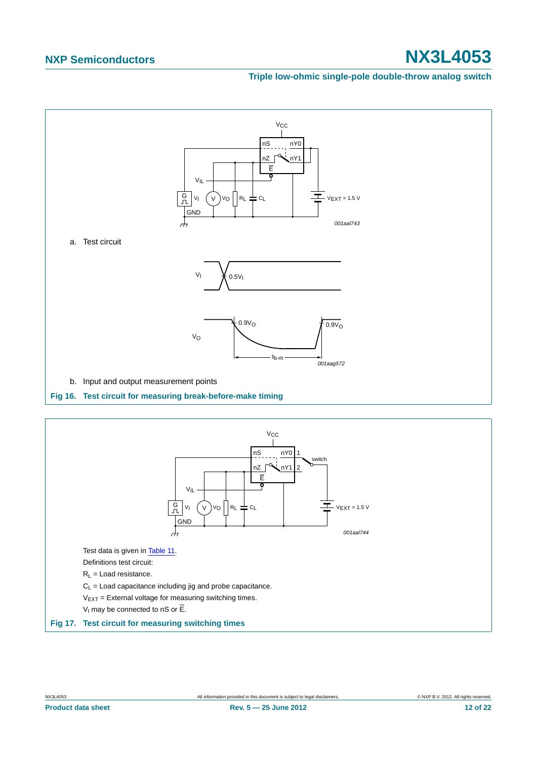$V_{CC}$

nS nY0

nZ nY1

$\overline{E}$

$V_{IL}$

G

$V_I$

V

$V_O$

$R_L$

$C_L$

$V_{EXT}$ = 1.5 V

GND

001aal743

a. Test circuit

$V_I$

$0.5V_I$

$0.9V_O$

$0.9V_O$

$V_O$

$t_{b-m}$

001aag572

b. Input and output measurement points

**Fig 16. Test circuit for measuring break-before-make timing**

$V_{CC}$

nS nY0 1

switch

nZ nY1 2

$\overline{E}$

$V_{IL}$

G

$V_I$

V

$V_O$

$R_L$

$C_L$

$V_{EXT}$ = 1.5 V

GND

001aal744

Test data is given in Table 11.

Definitions test circuit:

$R_L$ = Load resistance.

$C_L$ = Load capacitance including jig and probe capacitance.

$V_{EXT}$ = External voltage for measuring switching times.

$V_I$ may be connected to nS or $\overline{E}$.

**Fig 17. Test circuit for measuring switching times**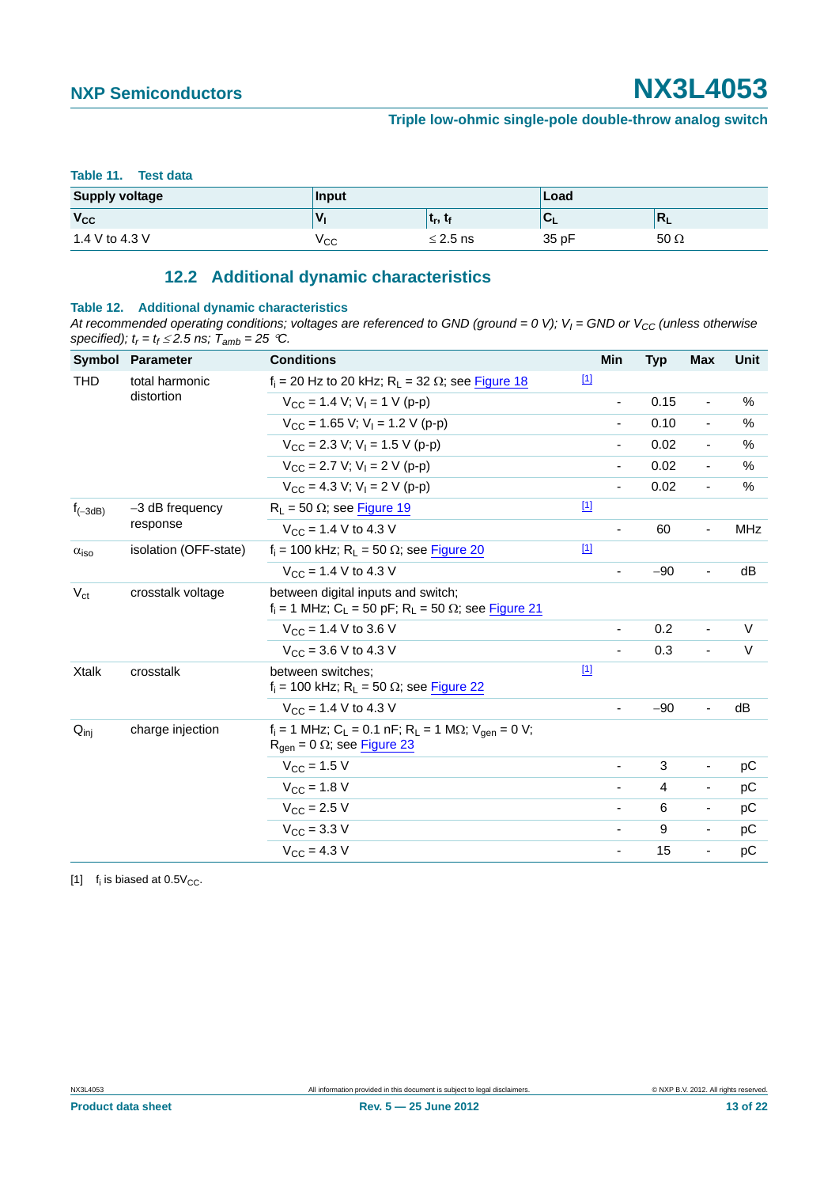**Table 11. Test data**

| Supply voltage | Input | | Load | |
|---|---|---|---|---|
| $V_{CC}$ | $V_I$ | $t_r$, $t_f$ | $C_L$ | $R_L$ |
| 1.4 V to 4.3 V | $V_{CC}$ | ≤ 2.5 ns | 35 pF | 50 Ω |

## 12.2 Additional dynamic characteristics

**Table 12. Additional dynamic characteristics**

*At recommended operating conditions; voltages are referenced to GND (ground = 0 V); $V_I$ = GND or $V_{CC}$ (unless otherwise specified); $t_r = t_f \leq 2.5$ ns; $T_{amb}$ = 25 °C.*

| Symbol | Parameter | Conditions | | Min | Typ | Max | Unit |
|---|---|---|---|---|---|---|---|
| THD | total harmonic distortion | $f_i$ = 20 Hz to 20 kHz; $R_L$ = 32 Ω; see Figure 18 | [1] | | | | |
| | | $V_{CC}$ = 1.4 V; $V_I$ = 1 V (p-p) | | - | 0.15 | - | % |
| | | $V_{CC}$ = 1.65 V; $V_I$ = 1.2 V (p-p) | | - | 0.10 | - | % |
| | | $V_{CC}$ = 2.3 V; $V_I$ = 1.5 V (p-p) | | - | 0.02 | - | % |
| | | $V_{CC}$ = 2.7 V; $V_I$ = 2 V (p-p) | | - | 0.02 | - | % |
| | | $V_{CC}$ = 4.3 V; $V_I$ = 2 V (p-p) | | - | 0.02 | - | % |
| $f_{(-3dB)}$ | −3 dB frequency response | $R_L$ = 50 Ω; see Figure 19 | [1] | | | | |
| | | $V_{CC}$ = 1.4 V to 4.3 V | | - | 60 | - | MHz |
| $\alpha_{iso}$ | isolation (OFF-state) | $f_i$ = 100 kHz; $R_L$ = 50 Ω; see Figure 20 | [1] | | | | |
| | | $V_{CC}$ = 1.4 V to 4.3 V | | - | −90 | - | dB |
| $V_{ct}$ | crosstalk voltage | between digital inputs and switch; $f_i$ = 1 MHz; $C_L$ = 50 pF; $R_L$ = 50 Ω; see Figure 21 | | | | | |
| | | $V_{CC}$ = 1.4 V to 3.6 V | | - | 0.2 | - | V |
| | | $V_{CC}$ = 3.6 V to 4.3 V | | - | 0.3 | - | V |
| Xtalk | crosstalk | between switches; $f_i$ = 100 kHz; $R_L$ = 50 Ω; see Figure 22 | [1] | | | | |
| | | $V_{CC}$ = 1.4 V to 4.3 V | | - | −90 | - | dB |
| $Q_{inj}$ | charge injection | $f_i$ = 1 MHz; $C_L$ = 0.1 nF; $R_L$ = 1 MΩ; $V_{gen}$ = 0 V; $R_{gen}$ = 0 Ω; see Figure 23 | | | | | |
| | | $V_{CC}$ = 1.5 V | | - | 3 | - | pC |
| | | $V_{CC}$ = 1.8 V | | - | 4 | - | pC |
| | | $V_{CC}$ = 2.5 V | | - | 6 | - | pC |
| | | $V_{CC}$ = 3.3 V | | - | 9 | - | pC |
| | | $V_{CC}$ = 4.3 V | | - | 15 | - | pC |

[1] $f_i$ is biased at 0.5$V_{CC}$.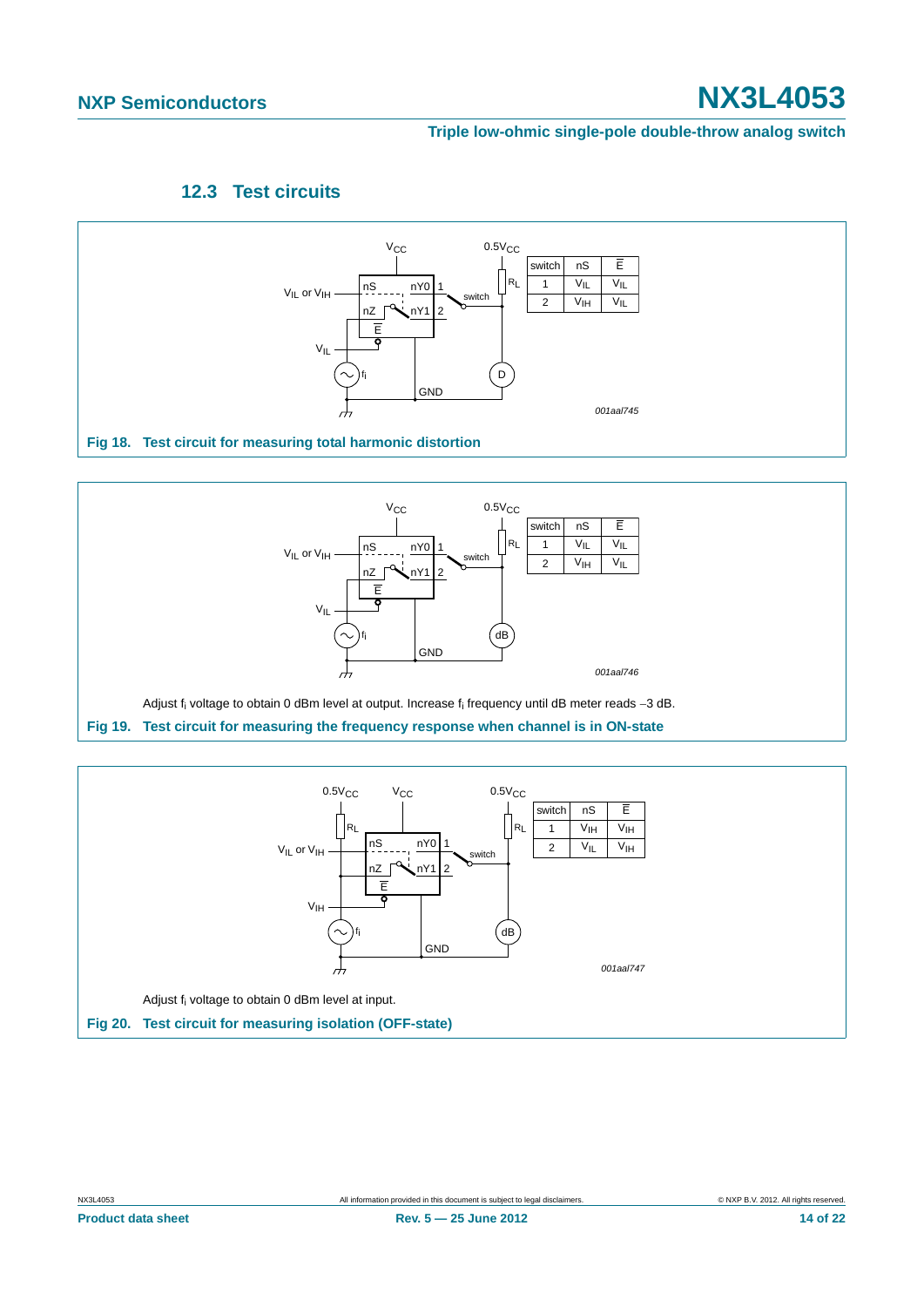### 12.3 Test circuits

$V_{CC}$

$0.5V_{CC}$

$R_L$

$V_{IL}$ or $V_{IH}$

nS

nY0

1

switch

nZ

nY1

2

$\overline{E}$

$V_{IL}$

$f_i$

D

GND

| switch | nS | $\overline{E}$ |
|---|---|---|
| 1 | $V_{IL}$ | $V_{IL}$ |
| 2 | $V_{IH}$ | $V_{IL}$ |

001aal745

**Fig 18. Test circuit for measuring total harmonic distortion**

$V_{CC}$

$0.5V_{CC}$

$R_L$

$V_{IL}$ or $V_{IH}$

nS

nY0

1

switch

nZ

nY1

2

$\overline{E}$

$V_{IL}$

$f_i$

dB

GND

| switch | nS | $\overline{E}$ |
|---|---|---|
| 1 | $V_{IL}$ | $V_{IL}$ |
| 2 | $V_{IH}$ | $V_{IL}$ |

001aal746

Adjust $f_i$ voltage to obtain 0 dBm level at output. Increase $f_i$ frequency until dB meter reads −3 dB.

**Fig 19. Test circuit for measuring the frequency response when channel is in ON-state**

$0.5V_{CC}$

$V_{CC}$

$0.5V_{CC}$

$R_L$

$R_L$

$V_{IL}$ or $V_{IH}$

nS

nY0

1

switch

nZ

nY1

2

$\overline{E}$

$V_{IH}$

$f_i$

dB

GND

| switch | nS | $\overline{E}$ |
|---|---|---|
| 1 | $V_{IH}$ | $V_{IH}$ |
| 2 | $V_{IL}$ | $V_{IH}$ |

001aal747

Adjust $f_i$ voltage to obtain 0 dBm level at input.

**Fig 20. Test circuit for measuring isolation (OFF-state)**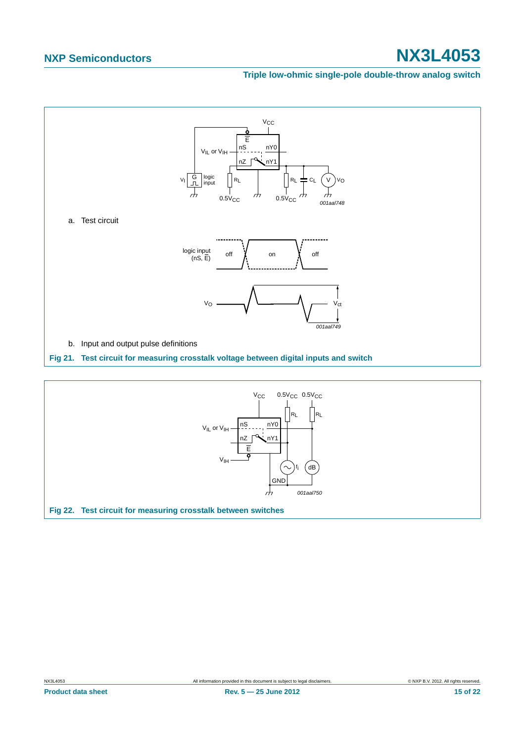$V_{CC}$

$\overline{E}$

nS

nY0

$V_{IL}$ or $V_{IH}$

nZ

nY1

$V_I$

G

logic input

$R_L$

$R_L$

$C_L$

V

$V_O$

$0.5V_{CC}$

$0.5V_{CC}$

001aal748

a. Test circuit

logic input (nS, $\overline{E}$)

off

on

off

$V_O$

$V_{ct}$

001aal749

b. Input and output pulse definitions

**Fig 21. Test circuit for measuring crosstalk voltage between digital inputs and switch**

$V_{CC}$

$0.5V_{CC}$

$0.5V_{CC}$

$R_L$

$R_L$

nS

nY0

$V_{IL}$ or $V_{IH}$

nZ

nY1

$\overline{E}$

$V_{IH}$

$f_i$

dB

GND

001aal750

**Fig 22. Test circuit for measuring crosstalk between switches**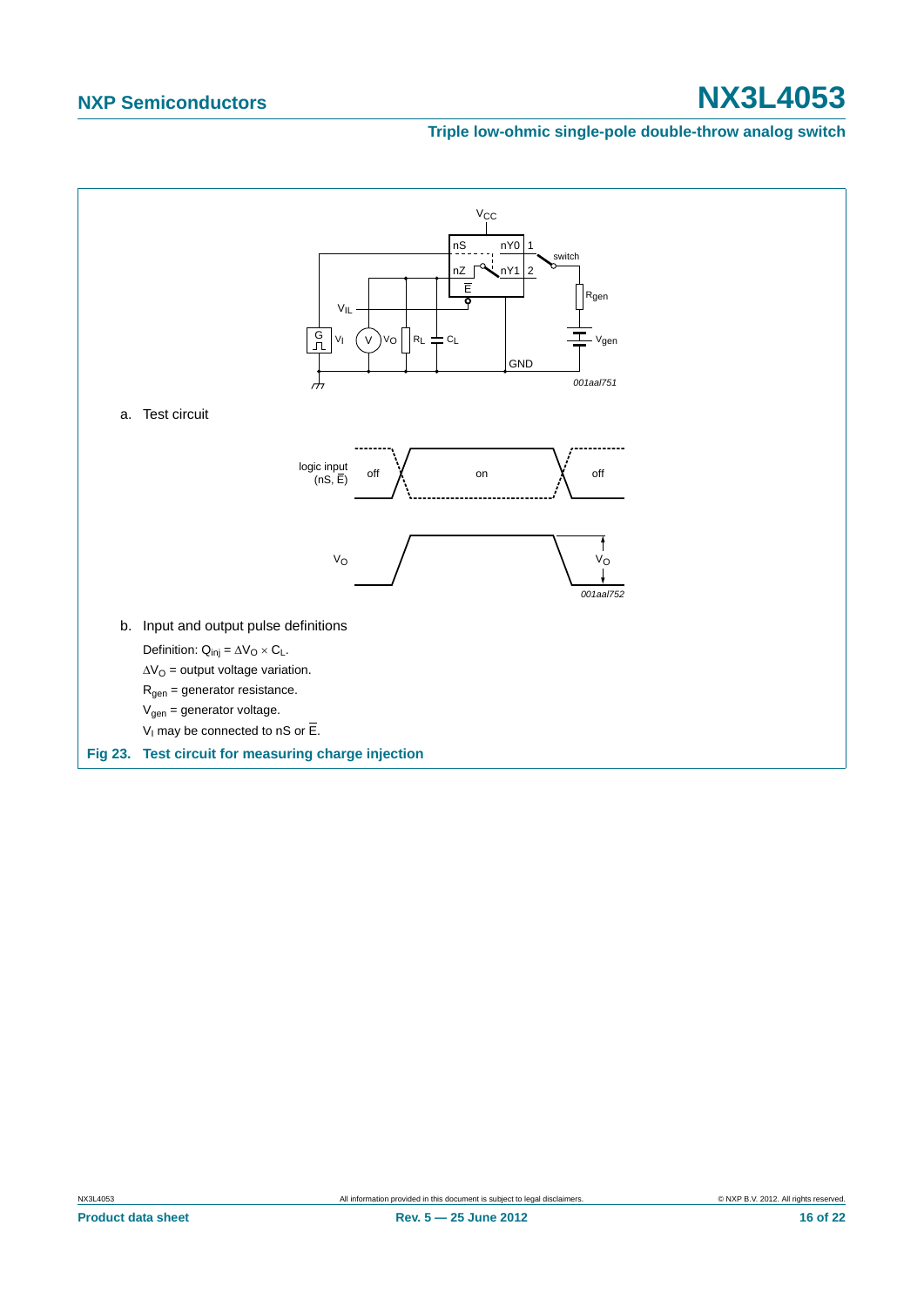$V_{CC}$

nS

nY0

1

nZ

nY1

2

$\overline{E}$

switch

$R_{gen}$

$V_{IL}$

G

$V_I$

V

$V_O$

$R_L$

$C_L$

$V_{gen}$

GND

001aal751

a. Test circuit

logic input (nS, $\overline{E}$)

off

on

off

$V_O$

$V_O$

001aal752

b. Input and output pulse definitions

Definition: $Q_{inj} = \Delta V_O \times C_L$.

$\Delta V_O$ = output voltage variation.

$R_{gen}$ = generator resistance.

$V_{gen}$ = generator voltage.

$V_I$ may be connected to nS or $\overline{E}$.

**Fig 23. Test circuit for measuring charge injection**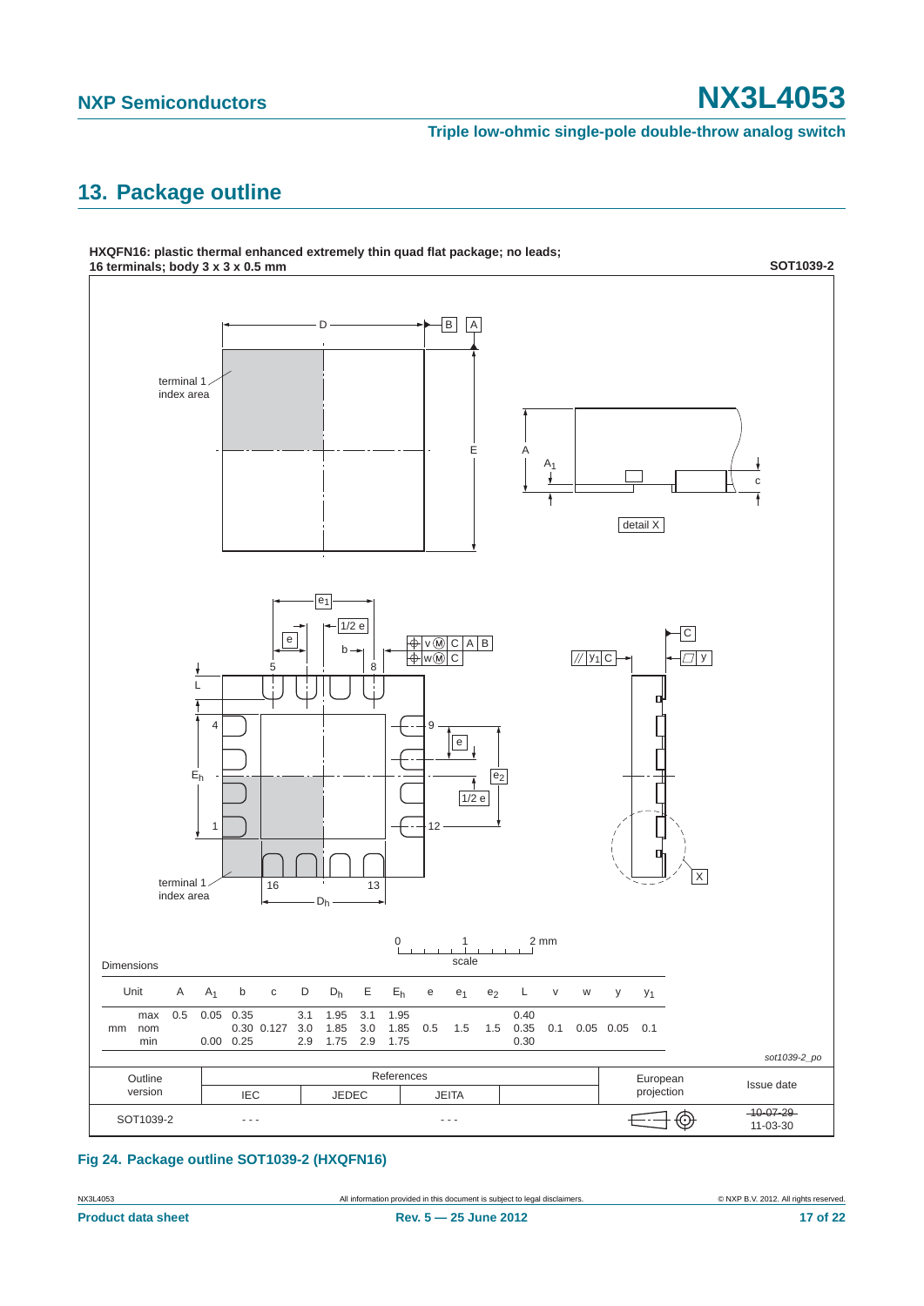## 13. Package outline

**HXQFN16: plastic thermal enhanced extremely thin quad flat package; no leads; 16 terminals; body 3 x 3 x 0.5 mm**

**SOT1039-2**

D
B A
terminal 1 index area
E
A
$A_1$
c
detail X
$e_1$
1/2 e
e
b
v Ⓜ C A B
w Ⓜ C
// $y_1$ C
C
y
5
8
L
4
9
e
$E_h$
$e_2$
1/2 e
1
12
X
terminal 1 index area
16
13
$D_h$
0 1 2 mm
scale

Dimensions

| Unit | | A | $A_1$ | b | c | D | $D_h$ | E | $E_h$ | e | $e_1$ | $e_2$ | L | v | w | y | $y_1$ |
|---|---|---|---|---|---|---|---|---|---|---|---|---|---|---|---|---|---|
| mm | max | 0.5 | 0.05 | 0.35 | | 3.1 | 1.95 | 3.1 | 1.95 | | | | 0.40 | | | | |
| | nom | | | 0.30 | 0.127 | 3.0 | 1.85 | 3.0 | 1.85 | 0.5 | 1.5 | 1.5 | 0.35 | 0.1 | 0.05 | 0.05 | 0.1 |
| | min | | 0.00 | 0.25 | | 2.9 | 1.75 | 2.9 | 1.75 | | | | 0.30 | | | | |

sot1039-2_po

| Outline version | References | | | | European projection | Issue date |
|---|---|---|---|---|---|---|
| | IEC | JEDEC | JEITA | | | |
| SOT1039-2 | - - - | | - - - | | | ~~10-07-29~~ 11-03-30 |

**Fig 24. Package outline SOT1039-2 (HXQFN16)**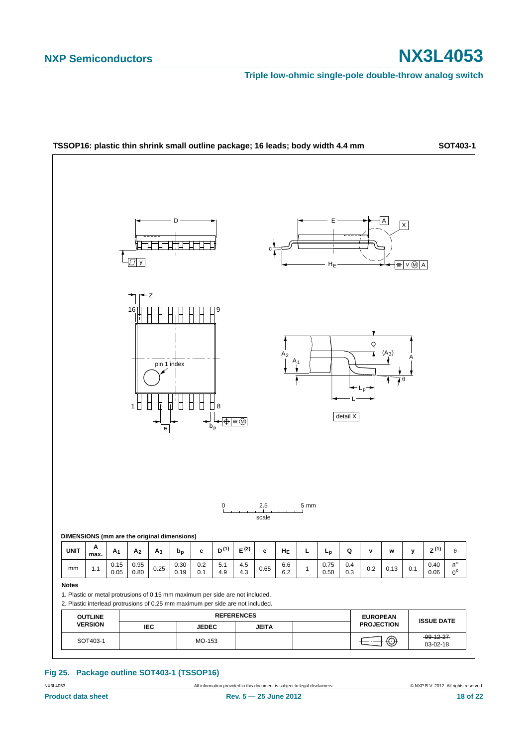## TSSOP16: plastic thin shrink small outline package; 16 leads; body width 4.4 mm

**SOT403-1**

D

E

A

X

c

y

$H_E$

v Ⓜ A

Z

16

9

pin 1 index

1

8

e

$b_p$

w Ⓜ

Q

$A_2$

$A_1$

$(A_3)$

A

θ

$L_p$

L

detail X

0 2.5 5 mm

scale

**DIMENSIONS (mm are the original dimensions)**

| UNIT | A max. | $A_1$ | $A_2$ | $A_3$ | $b_p$ | c | $D^{(1)}$ | $E^{(2)}$ | e | $H_E$ | L | $L_p$ | Q | v | w | y | $Z^{(1)}$ | θ |
|---|---|---|---|---|---|---|---|---|---|---|---|---|---|---|---|---|---|---|
| mm | 1.1 | 0.15<br>0.05 | 0.95<br>0.80 | 0.25 | 0.30<br>0.19 | 0.2<br>0.1 | 5.1<br>4.9 | 4.5<br>4.3 | 0.65 | 6.6<br>6.2 | 1 | 0.75<br>0.50 | 0.4<br>0.3 | 0.2 | 0.13 | 0.1 | 0.40<br>0.06 | 8°<br>0° |

**Notes**

1. Plastic or metal protrusions of 0.15 mm maximum per side are not included.
2. Plastic interlead protrusions of 0.25 mm maximum per side are not included.

| OUTLINE VERSION | REFERENCES | | | | EUROPEAN PROJECTION | ISSUE DATE |
|---|---|---|---|---|---|---|
| | IEC | JEDEC | JEITA | | | |
| SOT403-1 | | MO-153 | | | | ~~99-12-27~~<br>03-02-18 |

**Fig 25. Package outline SOT403-1 (TSSOP16)**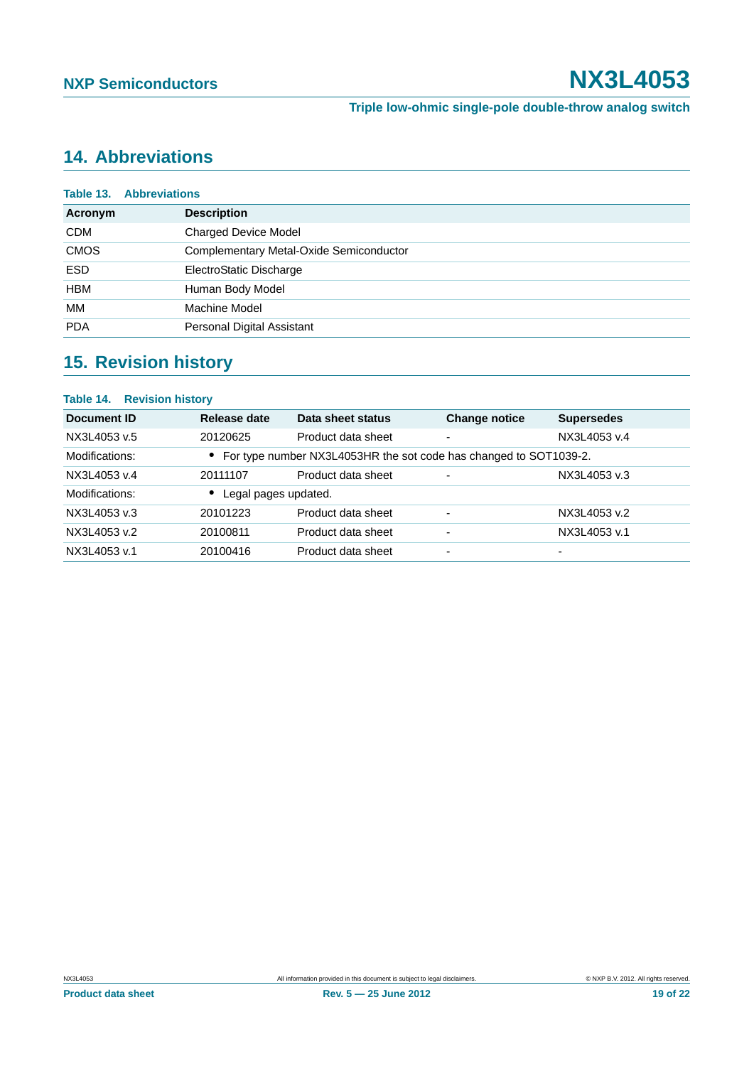## 14. Abbreviations

**Table 13. Abbreviations**

| Acronym | Description |
|---|---|
| CDM | Charged Device Model |
| CMOS | Complementary Metal-Oxide Semiconductor |
| ESD | ElectroStatic Discharge |
| HBM | Human Body Model |
| MM | Machine Model |
| PDA | Personal Digital Assistant |

## 15. Revision history

**Table 14. Revision history**

| Document ID | Release date | Data sheet status | Change notice | Supersedes |
|---|---|---|---|---|
| NX3L4053 v.5 | 20120625 | Product data sheet | - | NX3L4053 v.4 |
| Modifications: | • For type number NX3L4053HR the sot code has changed to SOT1039-2. | | | |
| NX3L4053 v.4 | 20111107 | Product data sheet | - | NX3L4053 v.3 |
| Modifications: | • Legal pages updated. | | | |
| NX3L4053 v.3 | 20101223 | Product data sheet | - | NX3L4053 v.2 |
| NX3L4053 v.2 | 20100811 | Product data sheet | - | NX3L4053 v.1 |
| NX3L4053 v.1 | 20100416 | Product data sheet | - | - |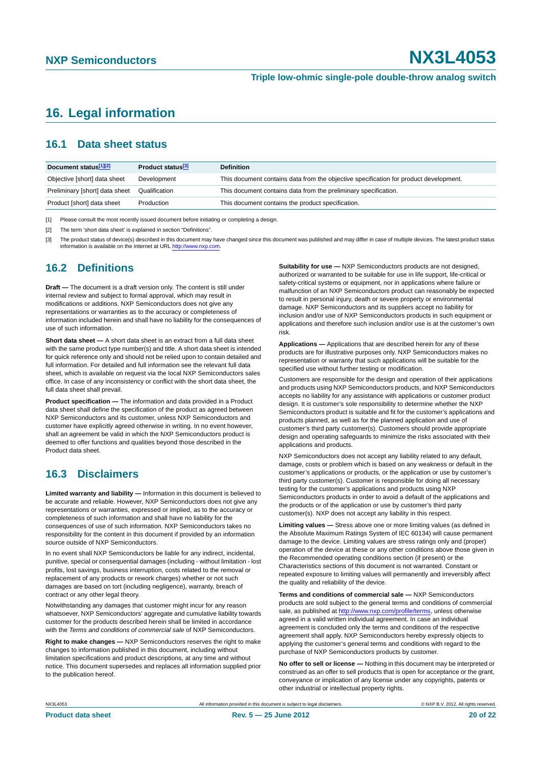# 16. Legal information

## 16.1 Data sheet status

| Document status[1][2] | Product status[3] | Definition |
|---|---|---|
| Objective [short] data sheet | Development | This document contains data from the objective specification for product development. |
| Preliminary [short] data sheet | Qualification | This document contains data from the preliminary specification. |
| Product [short] data sheet | Production | This document contains the product specification. |

[1] Please consult the most recently issued document before initiating or completing a design.

[2] The term 'short data sheet' is explained in section "Definitions".

[3] The product status of device(s) described in this document may have changed since this document was published and may differ in case of multiple devices. The latest product status information is available on the Internet at URL http://www.nxp.com.

## 16.2 Definitions

**Draft —** The document is a draft version only. The content is still under internal review and subject to formal approval, which may result in modifications or additions. NXP Semiconductors does not give any representations or warranties as to the accuracy or completeness of information included herein and shall have no liability for the consequences of use of such information.

**Short data sheet —** A short data sheet is an extract from a full data sheet with the same product type number(s) and title. A short data sheet is intended for quick reference only and should not be relied upon to contain detailed and full information. For detailed and full information see the relevant full data sheet, which is available on request via the local NXP Semiconductors sales office. In case of any inconsistency or conflict with the short data sheet, the full data sheet shall prevail.

**Product specification —** The information and data provided in a Product data sheet shall define the specification of the product as agreed between NXP Semiconductors and its customer, unless NXP Semiconductors and customer have explicitly agreed otherwise in writing. In no event however, shall an agreement be valid in which the NXP Semiconductors product is deemed to offer functions and qualities beyond those described in the Product data sheet.

## 16.3 Disclaimers

**Limited warranty and liability —** Information in this document is believed to be accurate and reliable. However, NXP Semiconductors does not give any representations or warranties, expressed or implied, as to the accuracy or completeness of such information and shall have no liability for the consequences of use of such information. NXP Semiconductors takes no responsibility for the content in this document if provided by an information source outside of NXP Semiconductors.

In no event shall NXP Semiconductors be liable for any indirect, incidental, punitive, special or consequential damages (including - without limitation - lost profits, lost savings, business interruption, costs related to the removal or replacement of any products or rework charges) whether or not such damages are based on tort (including negligence), warranty, breach of contract or any other legal theory.

Notwithstanding any damages that customer might incur for any reason whatsoever, NXP Semiconductors' aggregate and cumulative liability towards customer for the products described herein shall be limited in accordance with the *Terms and conditions of commercial sale* of NXP Semiconductors.

**Right to make changes —** NXP Semiconductors reserves the right to make changes to information published in this document, including without limitation specifications and product descriptions, at any time and without notice. This document supersedes and replaces all information supplied prior to the publication hereof.

**Suitability for use —** NXP Semiconductors products are not designed, authorized or warranted to be suitable for use in life support, life-critical or safety-critical systems or equipment, nor in applications where failure or malfunction of an NXP Semiconductors product can reasonably be expected to result in personal injury, death or severe property or environmental damage. NXP Semiconductors and its suppliers accept no liability for inclusion and/or use of NXP Semiconductors products in such equipment or applications and therefore such inclusion and/or use is at the customer's own risk.

**Applications —** Applications that are described herein for any of these products are for illustrative purposes only. NXP Semiconductors makes no representation or warranty that such applications will be suitable for the specified use without further testing or modification.

Customers are responsible for the design and operation of their applications and products using NXP Semiconductors products, and NXP Semiconductors accepts no liability for any assistance with applications or customer product design. It is customer's sole responsibility to determine whether the NXP Semiconductors product is suitable and fit for the customer's applications and products planned, as well as for the planned application and use of customer's third party customer(s). Customers should provide appropriate design and operating safeguards to minimize the risks associated with their applications and products.

NXP Semiconductors does not accept any liability related to any default, damage, costs or problem which is based on any weakness or default in the customer's applications or products, or the application or use by customer's third party customer(s). Customer is responsible for doing all necessary testing for the customer's applications and products using NXP Semiconductors products in order to avoid a default of the applications and the products or of the application or use by customer's third party customer(s). NXP does not accept any liability in this respect.

**Limiting values —** Stress above one or more limiting values (as defined in the Absolute Maximum Ratings System of IEC 60134) will cause permanent damage to the device. Limiting values are stress ratings only and (proper) operation of the device at these or any other conditions above those given in the Recommended operating conditions section (if present) or the Characteristics sections of this document is not warranted. Constant or repeated exposure to limiting values will permanently and irreversibly affect the quality and reliability of the device.

**Terms and conditions of commercial sale —** NXP Semiconductors products are sold subject to the general terms and conditions of commercial sale, as published at http://www.nxp.com/profile/terms, unless otherwise agreed in a valid written individual agreement. In case an individual agreement is concluded only the terms and conditions of the respective agreement shall apply. NXP Semiconductors hereby expressly objects to applying the customer's general terms and conditions with regard to the purchase of NXP Semiconductors products by customer.

**No offer to sell or license —** Nothing in this document may be interpreted or construed as an offer to sell products that is open for acceptance or the grant, conveyance or implication of any license under any copyrights, patents or other industrial or intellectual property rights.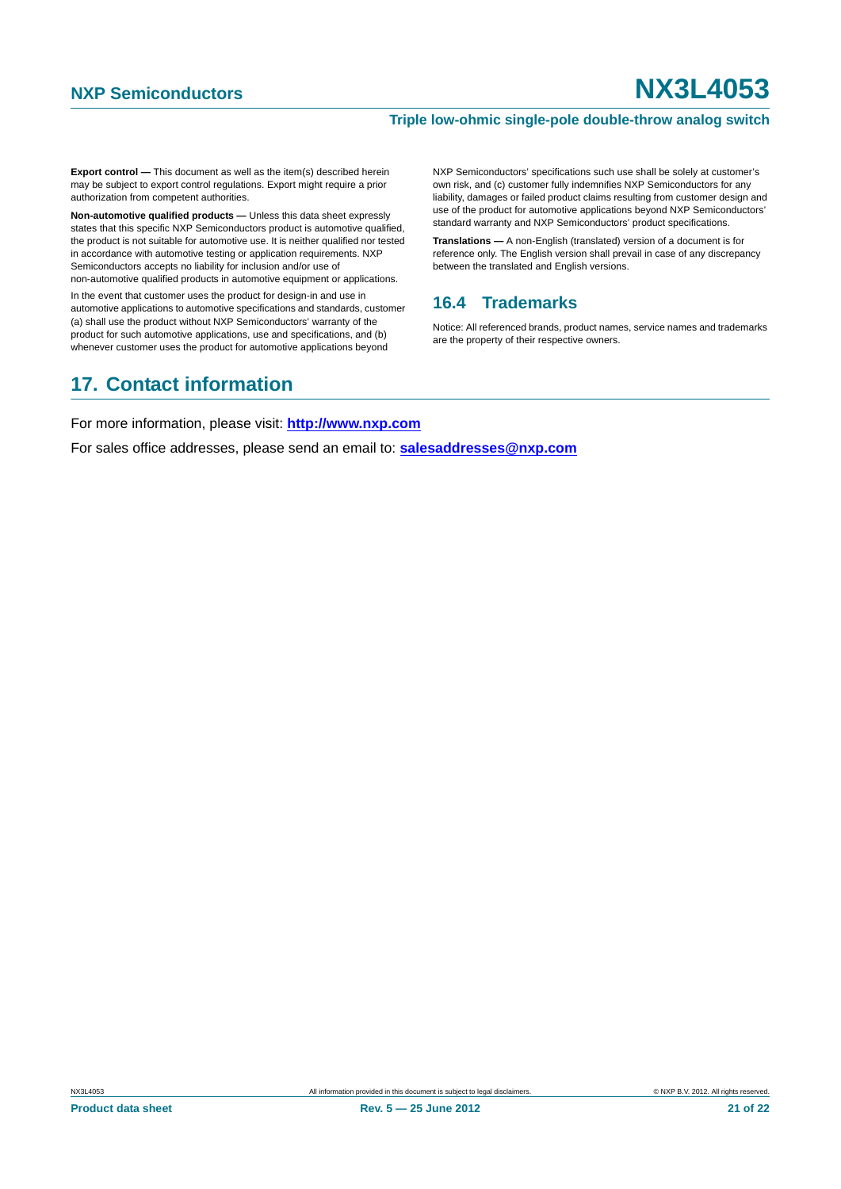**Export control —** This document as well as the item(s) described herein may be subject to export control regulations. Export might require a prior authorization from competent authorities.

**Non-automotive qualified products —** Unless this data sheet expressly states that this specific NXP Semiconductors product is automotive qualified, the product is not suitable for automotive use. It is neither qualified nor tested in accordance with automotive testing or application requirements. NXP Semiconductors accepts no liability for inclusion and/or use of non-automotive qualified products in automotive equipment or applications.

In the event that customer uses the product for design-in and use in automotive applications to automotive specifications and standards, customer (a) shall use the product without NXP Semiconductors' warranty of the product for such automotive applications, use and specifications, and (b) whenever customer uses the product for automotive applications beyond NXP Semiconductors' specifications such use shall be solely at customer's own risk, and (c) customer fully indemnifies NXP Semiconductors for any liability, damages or failed product claims resulting from customer design and use of the product for automotive applications beyond NXP Semiconductors' standard warranty and NXP Semiconductors' product specifications.

**Translations —** A non-English (translated) version of a document is for reference only. The English version shall prevail in case of any discrepancy between the translated and English versions.

### 16.4 Trademarks

Notice: All referenced brands, product names, service names and trademarks are the property of their respective owners.

## 17. Contact information

For more information, please visit: **http://www.nxp.com**

For sales office addresses, please send an email to: **salesaddresses@nxp.com**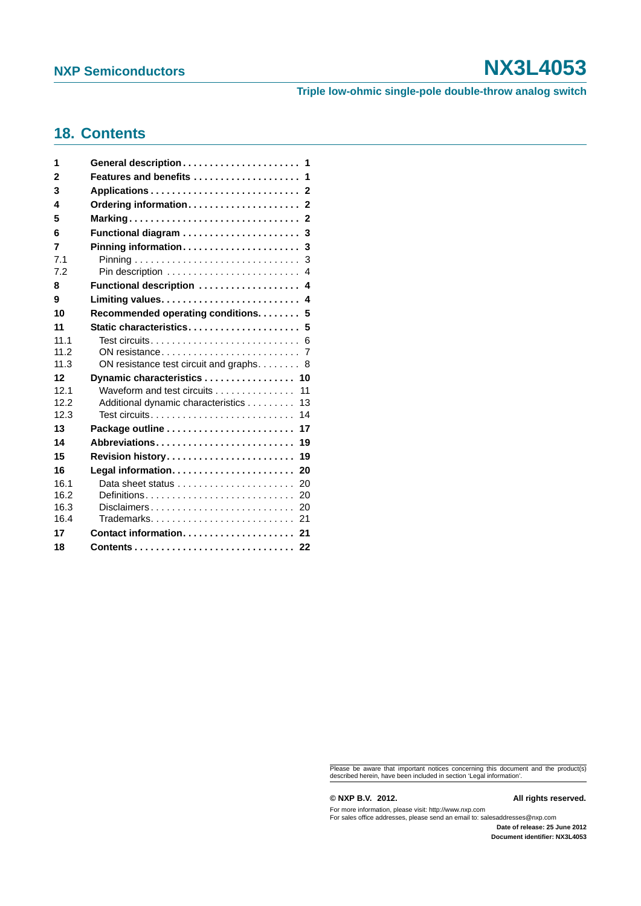## 18. Contents

| | | |
|---|---|---|
| **1** | **General description** | **1** |
| **2** | **Features and benefits** | **1** |
| **3** | **Applications** | **2** |
| **4** | **Ordering information** | **2** |
| **5** | **Marking** | **2** |
| **6** | **Functional diagram** | **3** |
| **7** | **Pinning information** | **3** |
| 7.1 | Pinning | 3 |
| 7.2 | Pin description | 4 |
| **8** | **Functional description** | **4** |
| **9** | **Limiting values** | **4** |
| **10** | **Recommended operating conditions** | **5** |
| **11** | **Static characteristics** | **5** |
| 11.1 | Test circuits | 6 |
| 11.2 | ON resistance | 7 |
| 11.3 | ON resistance test circuit and graphs | 8 |
| **12** | **Dynamic characteristics** | **10** |
| 12.1 | Waveform and test circuits | 11 |
| 12.2 | Additional dynamic characteristics | 13 |
| 12.3 | Test circuits | 14 |
| **13** | **Package outline** | **17** |
| **14** | **Abbreviations** | **19** |
| **15** | **Revision history** | **19** |
| **16** | **Legal information** | **20** |
| 16.1 | Data sheet status | 20 |
| 16.2 | Definitions | 20 |
| 16.3 | Disclaimers | 20 |
| 16.4 | Trademarks | 21 |
| **17** | **Contact information** | **21** |
| **18** | **Contents** | **22** |

Please be aware that important notices concerning this document and the product(s) described herein, have been included in section 'Legal information'.

**© NXP B.V. 2012.** **All rights reserved.**

For more information, please visit: http://www.nxp.com
For sales office addresses, please send an email to: salesaddresses@nxp.com

**Date of release: 25 June 2012**
**Document identifier: NX3L4053**